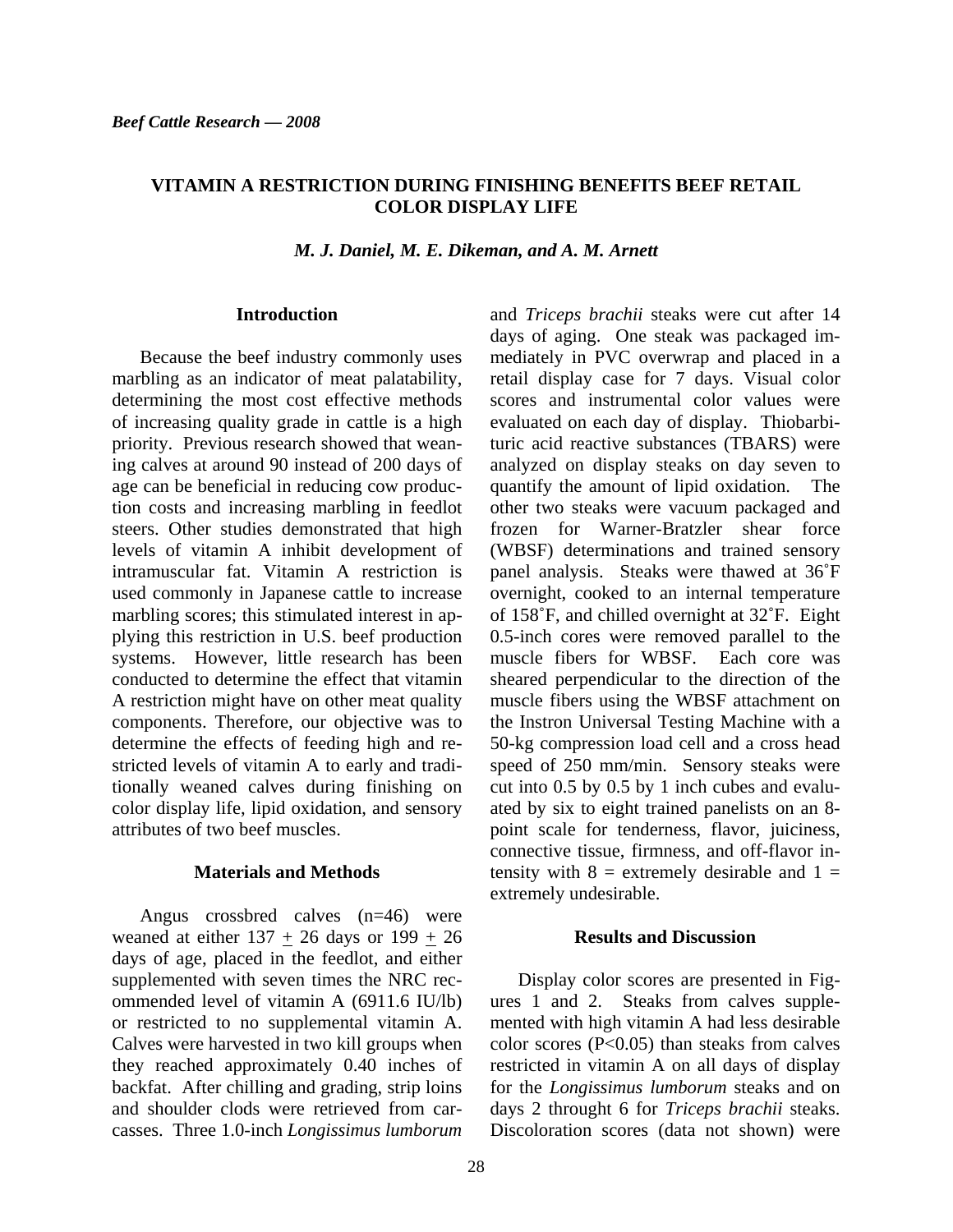*Beef Cattle Research — 2008*

# VITAMIN A RESTRICTION DURING FINISHING BENEFITS BEEF RETAIL COLOR DISPLAY LIFE

*M. J. Daniel, M. E. Dikeman, and A. M. Arnett*

## Introduction

Because the beef industry commonly uses marbling as an indicator of meat palatability, determining the most cost effective methods of increasing quality grade in cattle is a high priority. Previous research showed that weaning calves at around 90 instead of 200 days of age can be beneficial in reducing cow production costs and increasing marbling in feedlot steers. Other studies demonstrated that high levels of vitamin A inhibit development of intramuscular fat. Vitamin A restriction is used commonly in Japanese cattle to increase marbling scores; this stimulated interest in applying this restriction in U.S. beef production systems. However, little research has been conducted to determine the effect that vitamin A restriction might have on other meat quality components. Therefore, our objective was to determine the effects of feeding high and restricted levels of vitamin A to early and traditionally weaned calves during finishing on color display life, lipid oxidation, and sensory attributes of two beef muscles.

## Materials and Methods

Angus crossbred calves (n=46) were weaned at either 137 $\pm$ 26 days or 199 $\pm$ 26 days of age, placed in the feedlot, and either supplemented with seven times the NRC recommended level of vitamin A (6911.6 IU/lb) or restricted to no supplemental vitamin A. Calves were harvested in two kill groups when they reached approximately 0.40 inches of backfat. After chilling and grading, strip loins and shoulder clods were retrieved from carcasses. Three 1.0-inch *Longissimus lumborum* and *Triceps brachii* steaks were cut after 14 days of aging. One steak was packaged immediately in PVC overwrap and placed in a retail display case for 7 days. Visual color scores and instrumental color values were evaluated on each day of display. Thiobarbituric acid reactive substances (TBARS) were analyzed on display steaks on day seven to quantify the amount of lipid oxidation. The other two steaks were vacuum packaged and frozen for Warner-Bratzler shear force (WBSF) determinations and trained sensory panel analysis. Steaks were thawed at 36˚F overnight, cooked to an internal temperature of 158˚F, and chilled overnight at 32˚F. Eight 0.5-inch cores were removed parallel to the muscle fibers for WBSF. Each core was sheared perpendicular to the direction of the muscle fibers using the WBSF attachment on the Instron Universal Testing Machine with a 50-kg compression load cell and a cross head speed of 250 mm/min. Sensory steaks were cut into 0.5 by 0.5 by 1 inch cubes and evaluated by six to eight trained panelists on an 8-point scale for tenderness, flavor, juiciness, connective tissue, firmness, and off-flavor intensity with 8 = extremely desirable and 1 = extremely undesirable.

## Results and Discussion

Display color scores are presented in Figures 1 and 2. Steaks from calves supplemented with high vitamin A had less desirable color scores ($P<0.05$) than steaks from calves restricted in vitamin A on all days of display for the *Longissimus lumborum* steaks and on days 2 throught 6 for *Triceps brachii* steaks. Discoloration scores (data not shown) were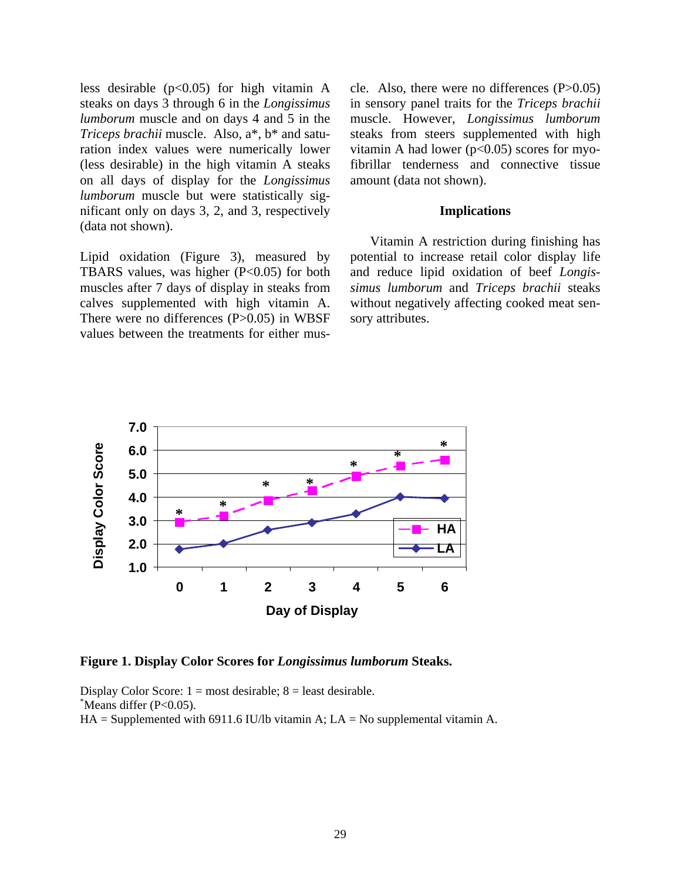less desirable ($p<0.05$) for high vitamin A steaks on days 3 through 6 in the *Longissimus lumborum* muscle and on days 4 and 5 in the *Triceps brachii* muscle. Also, a*, b* and saturation index values were numerically lower (less desirable) in the high vitamin A steaks on all days of display for the *Longissimus lumborum* muscle but were statistically significant only on days 3, 2, and 3, respectively (data not shown).

Lipid oxidation (Figure 3), measured by TBARS values, was higher ($P<0.05$) for both muscles after 7 days of display in steaks from calves supplemented with high vitamin A. There were no differences ($P>0.05$) in WBSF values between the treatments for either muscle. Also, there were no differences ($P>0.05$) in sensory panel traits for the *Triceps brachii* muscle. However, *Longissimus lumborum* steaks from steers supplemented with high vitamin A had lower ($p<0.05$) scores for myofibrillar tenderness and connective tissue amount (data not shown).

### Implications

Vitamin A restriction during finishing has potential to increase retail color display life and reduce lipid oxidation of beef *Longissimus lumborum* and *Triceps brachii* steaks without negatively affecting cooked meat sensory attributes.

**Figure 1. Display Color Scores for *Longissimus lumborum* Steaks.**

Display Color Score: 1 = most desirable; 8 = least desirable.
[*]Means differ ($P<0.05$).
HA = Supplemented with 6911.6 IU/lb vitamin A; LA = No supplemental vitamin A.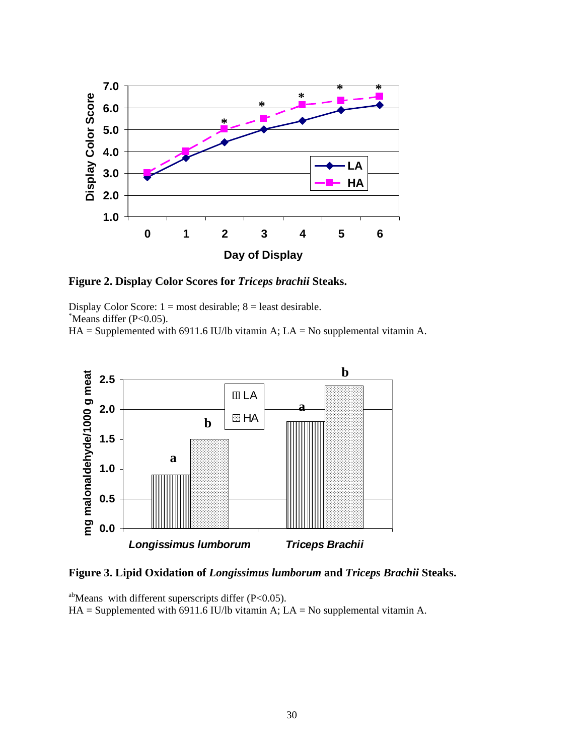Display Color Score

7.0
6.0
5.0
4.0
3.0
2.0
1.0

0 1 2 3 4 5 6

Day of Display

LA
HA

*

**Figure 2. Display Color Scores for *Triceps brachii* Steaks.**

Display Color Score: 1 = most desirable; 8 = least desirable.
*Means differ (P<0.05).
HA = Supplemented with 6911.6 IU/lb vitamin A; LA = No supplemental vitamin A.

mg malonaldehyde/1000 g meat

2.5
2.0
1.5
1.0
0.5
0.0

LA
HA

a b a b

*Longissimus lumborum* *Triceps Brachii*

**Figure 3. Lipid Oxidation of *Longissimus lumborum* and *Triceps Brachii* Steaks.**

[ab]Means with different superscripts differ (P<0.05).
HA = Supplemented with 6911.6 IU/lb vitamin A; LA = No supplemental vitamin A.